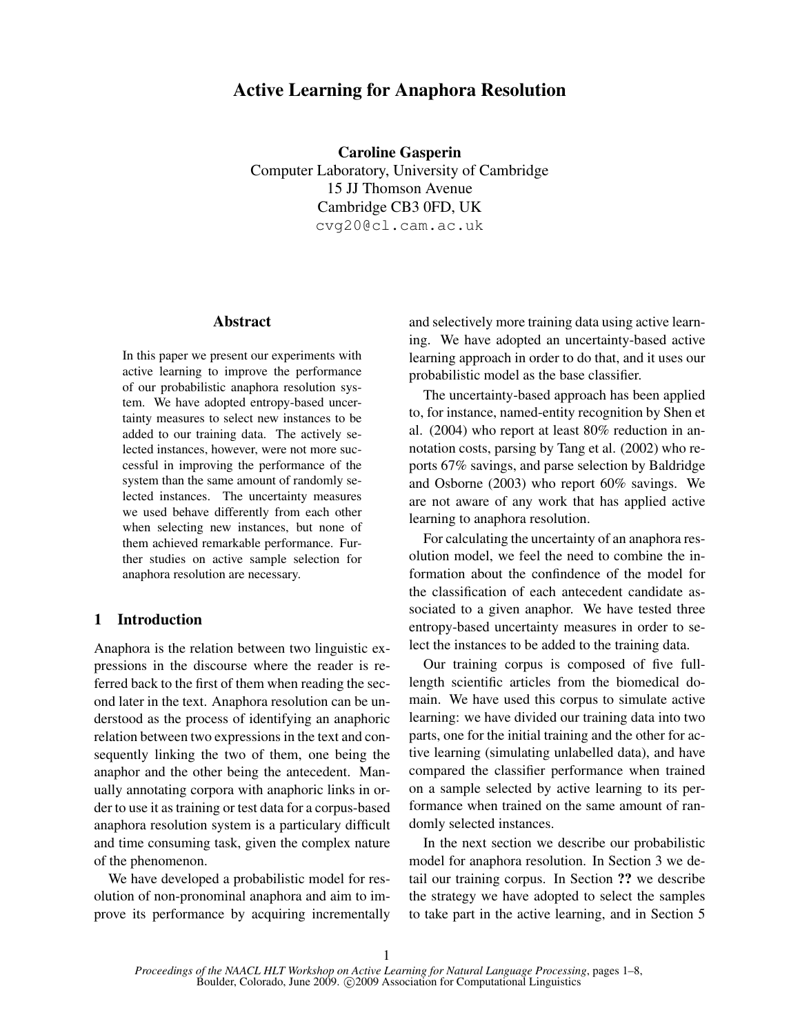# Active Learning for Anaphora Resolution

**Caroline Gasperin**
Computer Laboratory, University of Cambridge
15 JJ Thomson Avenue
Cambridge CB3 0FD, UK
cvg20@cl.cam.ac.uk

## Abstract

In this paper we present our experiments with active learning to improve the performance of our probabilistic anaphora resolution system. We have adopted entropy-based uncertainty measures to select new instances to be added to our training data. The actively selected instances, however, were not more successful in improving the performance of the system than the same amount of randomly selected instances. The uncertainty measures we used behave differently from each other when selecting new instances, but none of them achieved remarkable performance. Further studies on active sample selection for anaphora resolution are necessary.

## 1 Introduction

Anaphora is the relation between two linguistic expressions in the discourse where the reader is referred back to the first of them when reading the second later in the text. Anaphora resolution can be understood as the process of identifying an anaphoric relation between two expressions in the text and consequently linking the two of them, one being the anaphor and the other being the antecedent. Manually annotating corpora with anaphoric links in order to use it as training or test data for a corpus-based anaphora resolution system is a particularly difficult and time consuming task, given the complex nature of the phenomenon.

We have developed a probabilistic model for resolution of non-pronominal anaphora and aim to improve its performance by acquiring incrementally and selectively more training data using active learning. We have adopted an uncertainty-based active learning approach in order to do that, and it uses our probabilistic model as the base classifier.

The uncertainty-based approach has been applied to, for instance, named-entity recognition by Shen et al. (2004) who report at least 80% reduction in annotation costs, parsing by Tang et al. (2002) who reports 67% savings, and parse selection by Baldridge and Osborne (2003) who report 60% savings. We are not aware of any work that has applied active learning to anaphora resolution.

For calculating the uncertainty of an anaphora resolution model, we feel the need to combine the information about the confindence of the model for the classification of each antecedent candidate associated to a given anaphor. We have tested three entropy-based uncertainty measures in order to select the instances to be added to the training data.

Our training corpus is composed of five full-length scientific articles from the biomedical domain. We have used this corpus to simulate active learning: we have divided our training data into two parts, one for the initial training and the other for active learning (simulating unlabelled data), and have compared the classifier performance when trained on a sample selected by active learning to its performance when trained on the same amount of randomly selected instances.

In the next section we describe our probabilistic model for anaphora resolution. In Section 3 we detail our training corpus. In Section **??** we describe the strategy we have adopted to select the samples to take part in the active learning, and in Section 5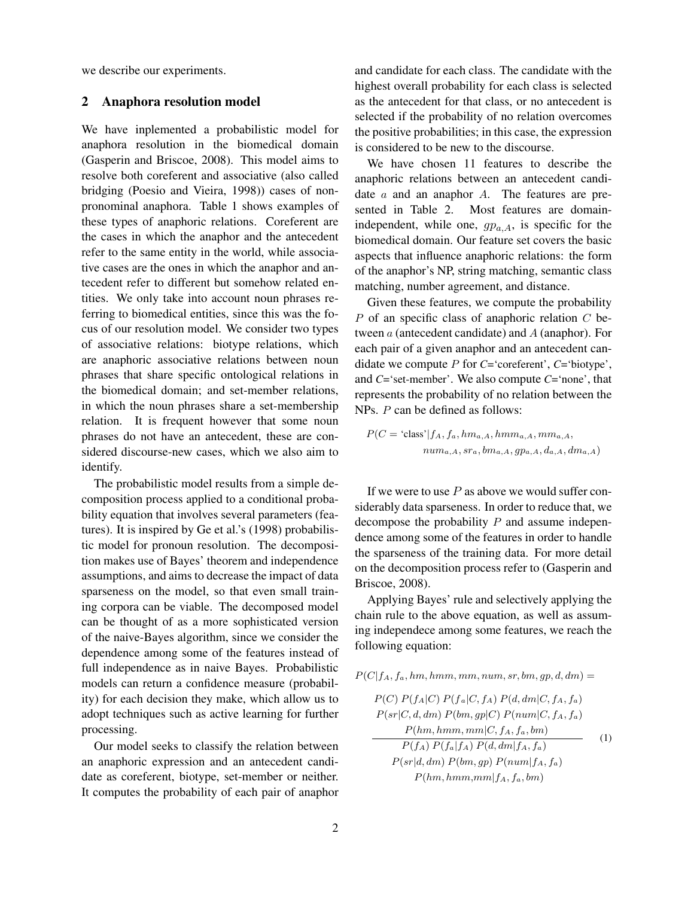we describe our experiments.

## 2 Anaphora resolution model

We have inplemented a probabilistic model for anaphora resolution in the biomedical domain (Gasperin and Briscoe, 2008). This model aims to resolve both coreferent and associative (also called bridging (Poesio and Vieira, 1998)) cases of non-pronominal anaphora. Table 1 shows examples of these types of anaphoric relations. Coreferent are the cases in which the anaphor and the antecedent refer to the same entity in the world, while associative cases are the ones in which the anaphor and antecedent refer to different but somehow related entities. We only take into account noun phrases referring to biomedical entities, since this was the focus of our resolution model. We consider two types of associative relations: biotype relations, which are anaphoric associative relations between noun phrases that share specific ontological relations in the biomedical domain; and set-member relations, in which the noun phrases share a set-membership relation. It is frequent however that some noun phrases do not have an antecedent, these are considered discourse-new cases, which we also aim to identify.

The probabilistic model results from a simple decomposition process applied to a conditional probability equation that involves several parameters (features). It is inspired by Ge et al.'s (1998) probabilistic model for pronoun resolution. The decomposition makes use of Bayes' theorem and independence assumptions, and aims to decrease the impact of data sparseness on the model, so that even small training corpora can be viable. The decomposed model can be thought of as a more sophisticated version of the naive-Bayes algorithm, since we consider the dependence among some of the features instead of full independence as in naive Bayes. Probabilistic models can return a confidence measure (probability) for each decision they make, which allow us to adopt techniques such as active learning for further processing.

Our model seeks to classify the relation between an anaphoric expression and an antecedent candidate as coreferent, biotype, set-member or neither. It computes the probability of each pair of anaphor and candidate for each class. The candidate with the highest overall probability for each class is selected as the antecedent for that class, or no antecedent is selected if the probability of no relation overcomes the positive probabilities; in this case, the expression is considered to be new to the discourse.

We have chosen 11 features to describe the anaphoric relations between an antecedent candidate $a$ and an anaphor $A$. The features are presented in Table 2. Most features are domain-independent, while one, $gp_{a,A}$, is specific for the biomedical domain. Our feature set covers the basic aspects that influence anaphoric relations: the form of the anaphor's NP, string matching, semantic class matching, number agreement, and distance.

Given these features, we compute the probability $P$ of an specific class of anaphoric relation $C$ between $a$ (antecedent candidate) and $A$ (anaphor). For each pair of a given anaphor and an antecedent candidate we compute $P$ for $C$='coreferent', $C$='biotype', and $C$='set-member'. We also compute $C$='none', that represents the probability of no relation between the NPs. $P$ can be defined as follows:

$$P(C = \text{'class'} | f_A, f_a, hm_{a,A}, hmm_{a,A}, mm_{a,A}, num_{a,A}, sr_a, bm_{a,A}, gp_{a,A}, d_{a,A}, dm_{a,A})$$

If we were to use $P$ as above we would suffer considerably data sparseness. In order to reduce that, we decompose the probability $P$ and assume independence among some of the features in order to handle the sparseness of the training data. For more detail on the decomposition process refer to (Gasperin and Briscoe, 2008).

Applying Bayes' rule and selectively applying the chain rule to the above equation, as well as assuming independece among some features, we reach the following equation:

$$P(C|f_A, f_a, hm, hmm, mm, num, sr, bm, gp, d, dm) = \frac{\begin{array}{c} P(C)\, P(f_A|C)\, P(f_a|C, f_A)\, P(d, dm|C, f_A, f_a) \\ P(sr|C, d, dm)\, P(bm, gp|C)\, P(num|C, f_A, f_a) \\ P(hm, hmm, mm|C, f_A, f_a, bm) \end{array}}{\begin{array}{c} P(f_A)\, P(f_a|f_A)\, P(d, dm|f_A, f_a) \\ P(sr|d, dm)\, P(bm, gp)\, P(num|f_A, f_a) \\ P(hm, hmm, mm|f_A, f_a, bm) \end{array}} \quad (1)$$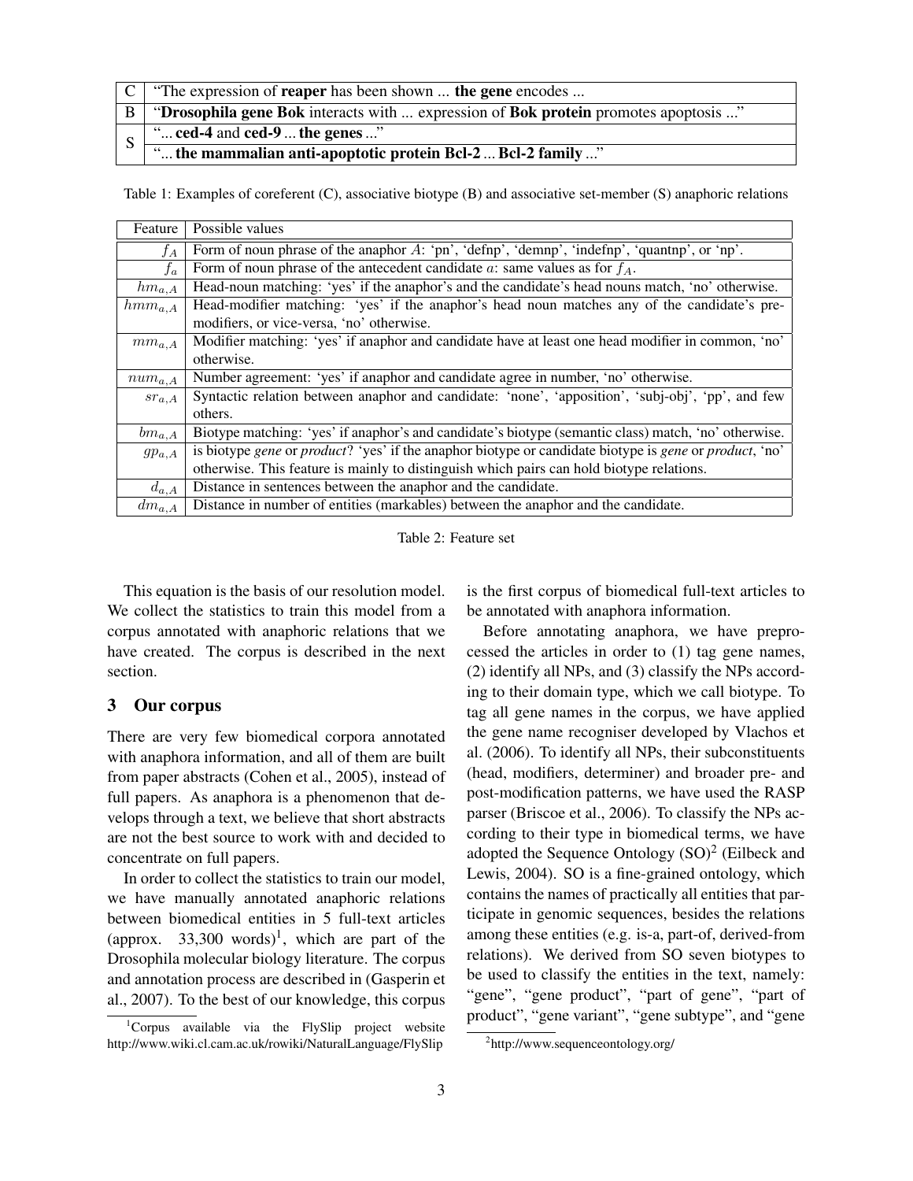| | |
|---|---|
| C | "The expression of **reaper** has been shown ... **the gene** encodes ... |
| B | "**Drosophila gene Bok** interacts with ... expression of **Bok protein** promotes apoptosis ..." |
| S | "... **ced-4** and **ced-9** ... **the genes** ..." |
| | "... **the mammalian anti-apoptotic protein Bcl-2** ... **Bcl-2 family** ..." |

Table 1: Examples of coreferent (C), associative biotype (B) and associative set-member (S) anaphoric relations

| Feature | Possible values |
|---|---|
| $f_A$ | Form of noun phrase of the anaphor $A$: 'pn', 'defnp', 'demnp', 'indefnp', 'quantnp', or 'np'. |
| $f_a$ | Form of noun phrase of the antecedent candidate $a$: same values as for $f_A$. |
| $hm_{a,A}$ | Head-noun matching: 'yes' if the anaphor's and the candidate's head nouns match, 'no' otherwise. |
| $hmm_{a,A}$ | Head-modifier matching: 'yes' if the anaphor's head noun matches any of the candidate's pre-modifiers, or vice-versa, 'no' otherwise. |
| $mm_{a,A}$ | Modifier matching: 'yes' if anaphor and candidate have at least one head modifier in common, 'no' otherwise. |
| $num_{a,A}$ | Number agreement: 'yes' if anaphor and candidate agree in number, 'no' otherwise. |
| $sr_{a,A}$ | Syntactic relation between anaphor and candidate: 'none', 'apposition', 'subj-obj', 'pp', and few others. |
| $bm_{a,A}$ | Biotype matching: 'yes' if anaphor's and candidate's biotype (semantic class) match, 'no' otherwise. |
| $gp_{a,A}$ | is biotype *gene* or *product*? 'yes' if the anaphor biotype or candidate biotype is *gene* or *product*, 'no' otherwise. This feature is mainly to distinguish which pairs can hold biotype relations. |
| $d_{a,A}$ | Distance in sentences between the anaphor and the candidate. |
| $dm_{a,A}$ | Distance in number of entities (markables) between the anaphor and the candidate. |

Table 2: Feature set

This equation is the basis of our resolution model. We collect the statistics to train this model from a corpus annotated with anaphoric relations that we have created. The corpus is described in the next section.

## 3 Our corpus

There are very few biomedical corpora annotated with anaphora information, and all of them are built from paper abstracts (Cohen et al., 2005), instead of full papers. As anaphora is a phenomenon that develops through a text, we believe that short abstracts are not the best source to work with and decided to concentrate on full papers.

In order to collect the statistics to train our model, we have manually annotated anaphoric relations between biomedical entities in 5 full-text articles (approx. 33,300 words)[1], which are part of the Drosophila molecular biology literature. The corpus and annotation process are described in (Gasperin et al., 2007). To the best of our knowledge, this corpus is the first corpus of biomedical full-text articles to be annotated with anaphora information.

Before annotating anaphora, we have preprocessed the articles in order to (1) tag gene names, (2) identify all NPs, and (3) classify the NPs according to their domain type, which we call biotype. To tag all gene names in the corpus, we have applied the gene name recogniser developed by Vlachos et al. (2006). To identify all NPs, their subconstituents (head, modifiers, determiner) and broader pre- and post-modification patterns, we have used the RASP parser (Briscoe et al., 2006). To classify the NPs according to their type in biomedical terms, we have adopted the Sequence Ontology (SO)[2] (Eilbeck and Lewis, 2004). SO is a fine-grained ontology, which contains the names of practically all entities that participate in genomic sequences, besides the relations among these entities (e.g. is-a, part-of, derived-from relations). We derived from SO seven biotypes to be used to classify the entities in the text, namely: "gene", "gene product", "part of gene", "part of product", "gene variant", "gene subtype", and "gene

[1] Corpus available via the FlySlip project website http://www.wiki.cl.cam.ac.uk/rowiki/NaturalLanguage/FlySlip

[2] http://www.sequenceontology.org/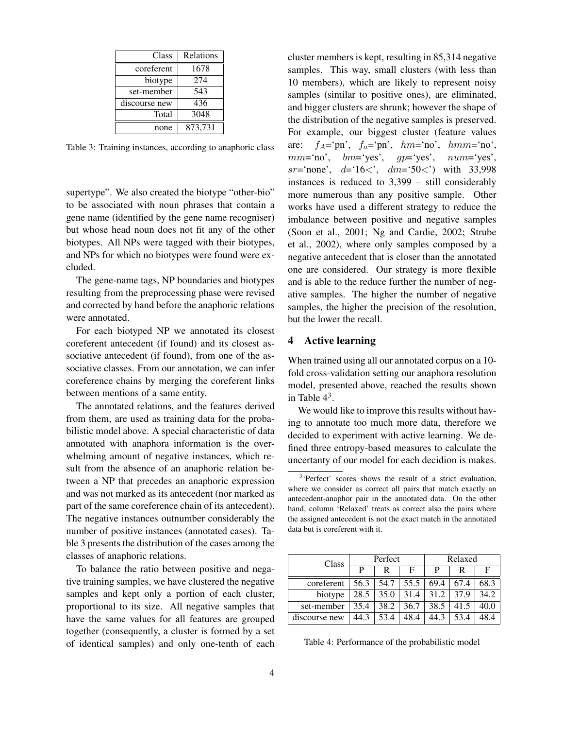| Class | Relations |
|---|---|
| coreferent | 1678 |
| biotype | 274 |
| set-member | 543 |
| discourse new | 436 |
| Total | 3048 |
| none | 873,731 |

Table 3: Training instances, according to anaphoric class

supertype". We also created the biotype "other-bio" to be associated with noun phrases that contain a gene name (identified by the gene name recogniser) but whose head noun does not fit any of the other biotypes. All NPs were tagged with their biotypes, and NPs for which no biotypes were found were excluded.

The gene-name tags, NP boundaries and biotypes resulting from the preprocessing phase were revised and corrected by hand before the anaphoric relations were annotated.

For each biotyped NP we annotated its closest coreferent antecedent (if found) and its closest associative antecedent (if found), from one of the associative classes. From our annotation, we can infer coreference chains by merging the coreferent links between mentions of a same entity.

The annotated relations, and the features derived from them, are used as training data for the probabilistic model above. A special characteristic of data annotated with anaphora information is the overwhelming amount of negative instances, which result from the absence of an anaphoric relation between a NP that precedes an anaphoric expression and was not marked as its antecedent (nor marked as part of the same coreference chain of its antecedent). The negative instances outnumber considerably the number of positive instances (annotated cases). Table 3 presents the distribution of the cases among the classes of anaphoric relations.

To balance the ratio between positive and negative training samples, we have clustered the negative samples and kept only a portion of each cluster, proportional to its size. All negative samples that have the same values for all features are grouped together (consequently, a cluster is formed by a set of identical samples) and only one-tenth of each cluster members is kept, resulting in 85,314 negative samples. This way, small clusters (with less than 10 members), which are likely to represent noisy samples (similar to positive ones), are eliminated, and bigger clusters are shrunk; however the shape of the distribution of the negative samples is preserved. For example, our biggest cluster (feature values are: $f_A$='pn', $f_a$='pn', $hm$='no', $hmm$='no', $mm$='no', $bm$='yes', $gp$='yes', $num$='yes', $sr$='none', $d$='16<', $dm$='50<') with 33,998 instances is reduced to 3,399 – still considerably more numerous than any positive sample. Other works have used a different strategy to reduce the imbalance between positive and negative samples (Soon et al., 2001; Ng and Cardie, 2002; Strube et al., 2002), where only samples composed by a negative antecedent that is closer than the annotated one are considered. Our strategy is more flexible and is able to the reduce further the number of negative samples. The higher the number of negative samples, the higher the precision of the resolution, but the lower the recall.

## 4 Active learning

When trained using all our annotated corpus on a 10-fold cross-validation setting our anaphora resolution model, presented above, reached the results shown in Table 4[3].

We would like to improve this results without having to annotate too much more data, therefore we decided to experiment with active learning. We defined three entropy-based measures to calculate the uncertanty of our model for each decidion is makes.

[3] 'Perfect' scores shows the result of a strict evaluation, where we consider as correct all pairs that match exactly an antecedent-anaphor pair in the annotated data. On the other hand, column 'Relaxed' treats as correct also the pairs where the assigned antecedent is not the exact match in the annotated data but is coreferent with it.

| Class | Perfect | | | Relaxed | | |
|---|---|---|---|---|---|---|
| | P | R | F | P | R | F |
| coreferent | 56.3 | 54.7 | 55.5 | 69.4 | 67.4 | 68.3 |
| biotype | 28.5 | 35.0 | 31.4 | 31.2 | 37.9 | 34.2 |
| set-member | 35.4 | 38.2 | 36.7 | 38.5 | 41.5 | 40.0 |
| discourse new | 44.3 | 53.4 | 48.4 | 44.3 | 53.4 | 48.4 |

Table 4: Performance of the probabilistic model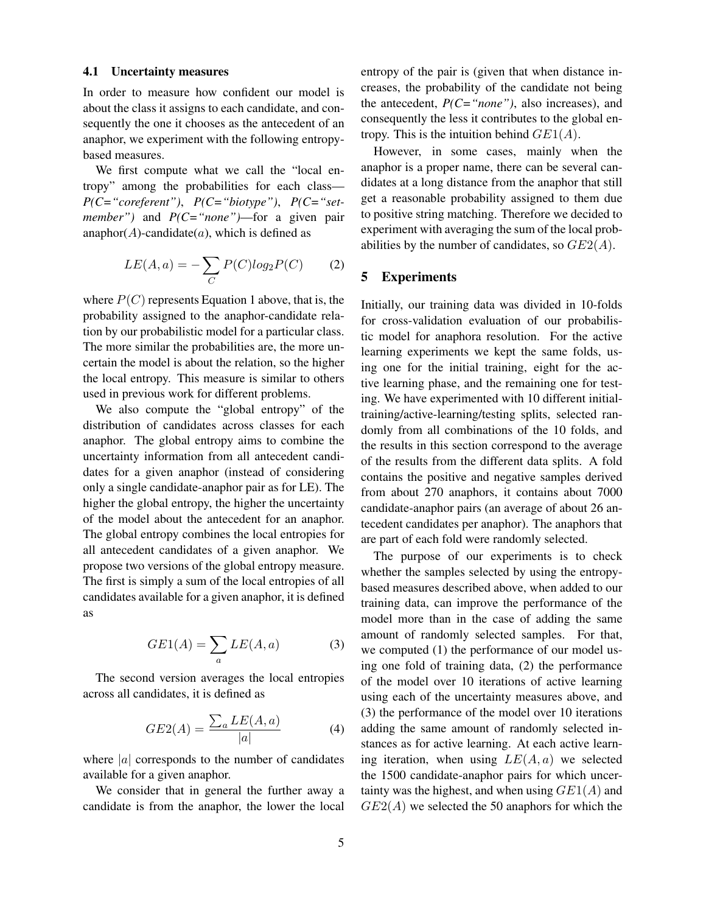### 4.1 Uncertainty measures

In order to measure how confident our model is about the class it assigns to each candidate, and consequently the one it chooses as the antecedent of an anaphor, we experiment with the following entropy-based measures.

We first compute what we call the "local entropy" among the probabilities for each class—*P(C="coreferent")*, *P(C="biotype")*, *P(C="set-member")* and *P(C="none")*—for a given pair anaphor($A$)-candidate($a$), which is defined as

$$LE(A, a) = -\sum_{C} P(C) log_2 P(C) \qquad (2)$$

where $P(C)$ represents Equation 1 above, that is, the probability assigned to the anaphor-candidate relation by our probabilistic model for a particular class. The more similar the probabilities are, the more uncertain the model is about the relation, so the higher the local entropy. This measure is similar to others used in previous work for different problems.

We also compute the "global entropy" of the distribution of candidates across classes for each anaphor. The global entropy aims to combine the uncertainty information from all antecedent candidates for a given anaphor (instead of considering only a single candidate-anaphor pair as for LE). The higher the global entropy, the higher the uncertainty of the model about the antecedent for an anaphor. The global entropy combines the local entropies for all antecedent candidates of a given anaphor. We propose two versions of the global entropy measure. The first is simply a sum of the local entropies of all candidates available for a given anaphor, it is defined as

$$GE1(A) = \sum_{a} LE(A, a) \qquad (3)$$

The second version averages the local entropies across all candidates, it is defined as

$$GE2(A) = \frac{\sum_{a} LE(A, a)}{|a|} \qquad (4)$$

where $|a|$ corresponds to the number of candidates available for a given anaphor.

We consider that in general the further away a candidate is from the anaphor, the lower the local entropy of the pair is (given that when distance increases, the probability of the candidate not being the antecedent, *P(C="none")*, also increases), and consequently the less it contributes to the global entropy. This is the intuition behind $GE1(A)$.

However, in some cases, mainly when the anaphor is a proper name, there can be several candidates at a long distance from the anaphor that still get a reasonable probability assigned to them due to positive string matching. Therefore we decided to experiment with averaging the sum of the local probabilities by the number of candidates, so $GE2(A)$.

## 5 Experiments

Initially, our training data was divided in 10-folds for cross-validation evaluation of our probabilistic model for anaphora resolution. For the active learning experiments we kept the same folds, using one for the initial training, eight for the active learning phase, and the remaining one for testing. We have experimented with 10 different initial-training/active-learning/testing splits, selected randomly from all combinations of the 10 folds, and the results in this section correspond to the average of the results from the different data splits. A fold contains the positive and negative samples derived from about 270 anaphors, it contains about 7000 candidate-anaphor pairs (an average of about 26 antecedent candidates per anaphor). The anaphors that are part of each fold were randomly selected.

The purpose of our experiments is to check whether the samples selected by using the entropy-based measures described above, when added to our training data, can improve the performance of the model more than in the case of adding the same amount of randomly selected samples. For that, we computed (1) the performance of our model using one fold of training data, (2) the performance of the model over 10 iterations of active learning using each of the uncertainty measures above, and (3) the performance of the model over 10 iterations adding the same amount of randomly selected instances as for active learning. At each active learning iteration, when using $LE(A, a)$ we selected the 1500 candidate-anaphor pairs for which uncertainty was the highest, and when using $GE1(A)$ and $GE2(A)$ we selected the 50 anaphors for which the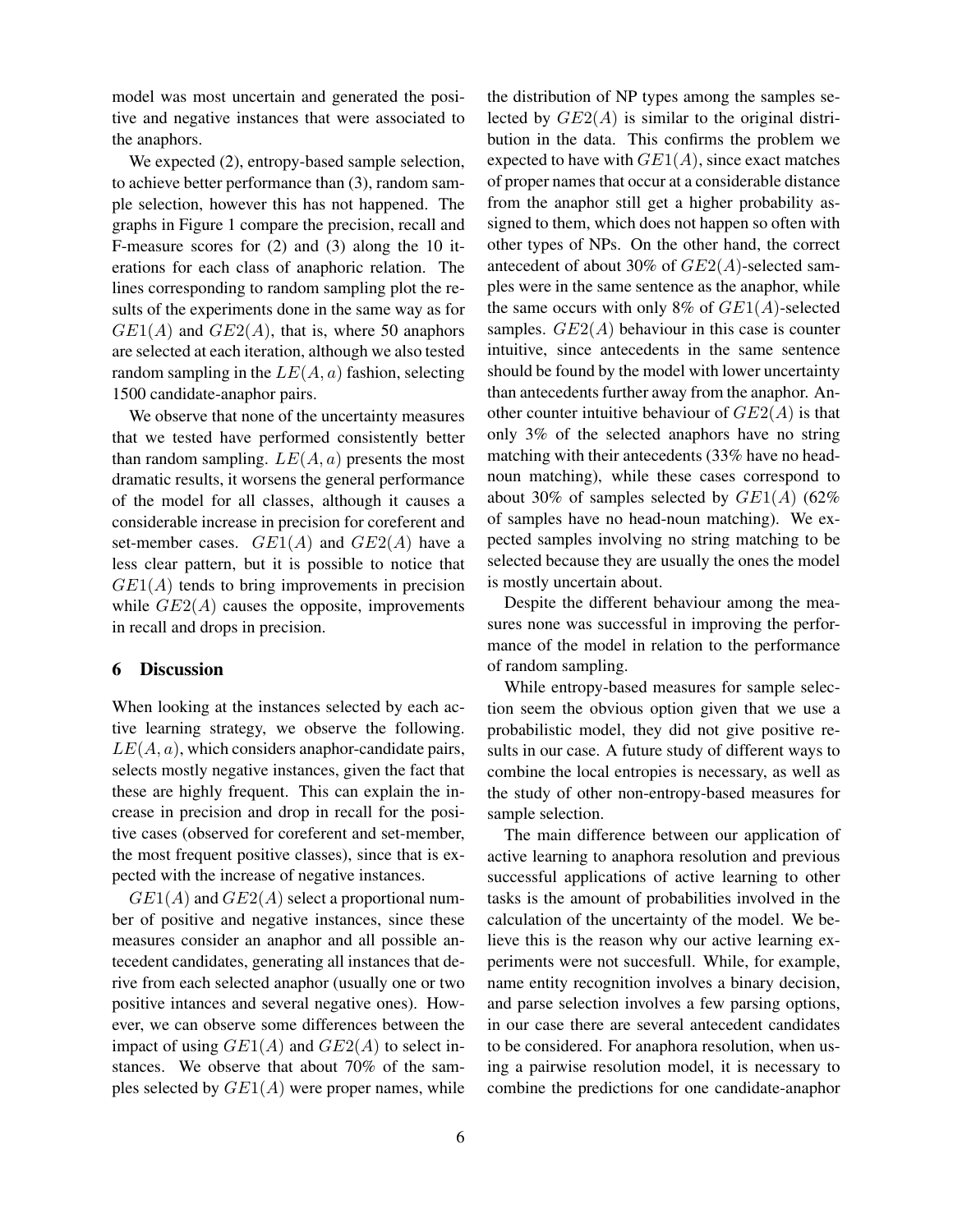model was most uncertain and generated the positive and negative instances that were associated to the anaphors.

We expected (2), entropy-based sample selection, to achieve better performance than (3), random sample selection, however this has not happened. The graphs in Figure 1 compare the precision, recall and F-measure scores for (2) and (3) along the 10 iterations for each class of anaphoric relation. The lines corresponding to random sampling plot the results of the experiments done in the same way as for $GE1(A)$ and $GE2(A)$, that is, where 50 anaphors are selected at each iteration, although we also tested random sampling in the $LE(A, a)$ fashion, selecting 1500 candidate-anaphor pairs.

We observe that none of the uncertainty measures that we tested have performed consistently better than random sampling. $LE(A, a)$ presents the most dramatic results, it worsens the general performance of the model for all classes, although it causes a considerable increase in precision for coreferent and set-member cases. $GE1(A)$ and $GE2(A)$ have a less clear pattern, but it is possible to notice that $GE1(A)$ tends to bring improvements in precision while $GE2(A)$ causes the opposite, improvements in recall and drops in precision.

## 6 Discussion

When looking at the instances selected by each active learning strategy, we observe the following. $LE(A, a)$, which considers anaphor-candidate pairs, selects mostly negative instances, given the fact that these are highly frequent. This can explain the increase in precision and drop in recall for the positive cases (observed for coreferent and set-member, the most frequent positive classes), since that is expected with the increase of negative instances.

$GE1(A)$ and $GE2(A)$ select a proportional number of positive and negative instances, since these measures consider an anaphor and all possible antecedent candidates, generating all instances that derive from each selected anaphor (usually one or two positive intances and several negative ones). However, we can observe some differences between the impact of using $GE1(A)$ and $GE2(A)$ to select instances. We observe that about 70% of the samples selected by $GE1(A)$ were proper names, while the distribution of NP types among the samples selected by $GE2(A)$ is similar to the original distribution in the data. This confirms the problem we expected to have with $GE1(A)$, since exact matches of proper names that occur at a considerable distance from the anaphor still get a higher probability assigned to them, which does not happen so often with other types of NPs. On the other hand, the correct antecedent of about 30% of $GE2(A)$-selected samples were in the same sentence as the anaphor, while the same occurs with only 8% of $GE1(A)$-selected samples. $GE2(A)$ behaviour in this case is counter intuitive, since antecedents in the same sentence should be found by the model with lower uncertainty than antecedents further away from the anaphor. Another counter intuitive behaviour of $GE2(A)$ is that only 3% of the selected anaphors have no string matching with their antecedents (33% have no head-noun matching), while these cases correspond to about 30% of samples selected by $GE1(A)$ (62% of samples have no head-noun matching). We expected samples involving no string matching to be selected because they are usually the ones the model is mostly uncertain about.

Despite the different behaviour among the measures none was successful in improving the performance of the model in relation to the performance of random sampling.

While entropy-based measures for sample selection seem the obvious option given that we use a probabilistic model, they did not give positive results in our case. A future study of different ways to combine the local entropies is necessary, as well as the study of other non-entropy-based measures for sample selection.

The main difference between our application of active learning to anaphora resolution and previous successful applications of active learning to other tasks is the amount of probabilities involved in the calculation of the uncertainty of the model. We believe this is the reason why our active learning experiments were not succesfull. While, for example, name entity recognition involves a binary decision, and parse selection involves a few parsing options, in our case there are several antecedent candidates to be considered. For anaphora resolution, when using a pairwise resolution model, it is necessary to combine the predictions for one candidate-anaphor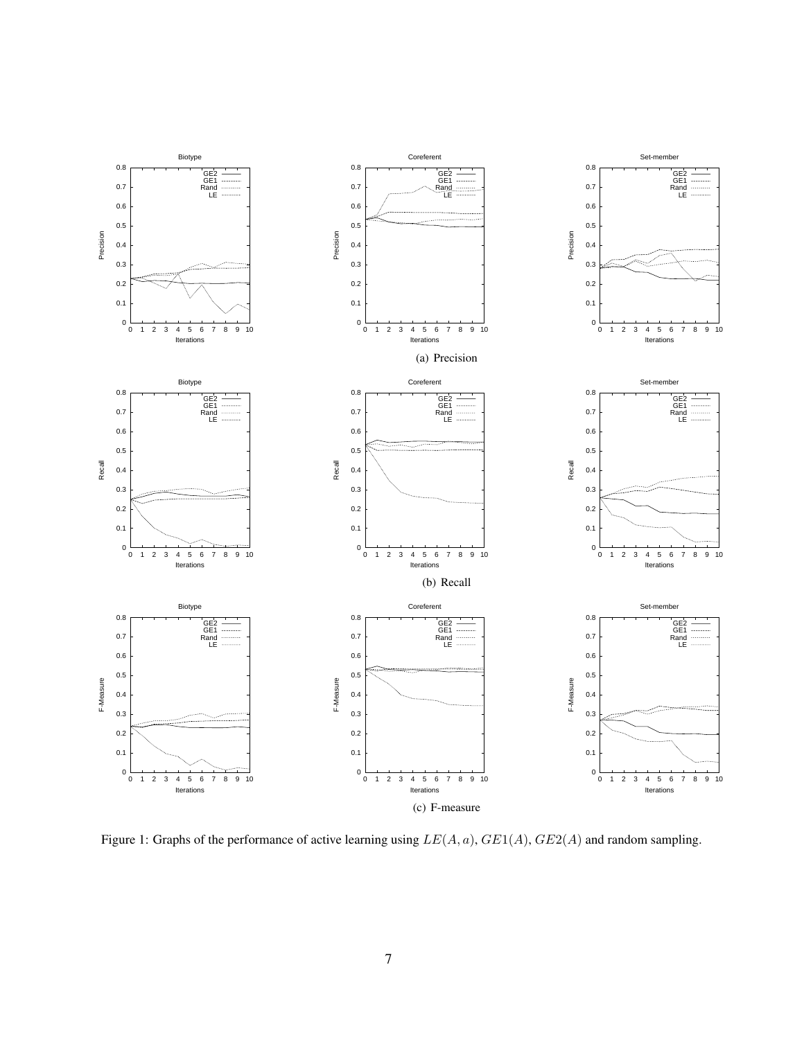(a) Precision

(b) Recall

(c) F-measure

Figure 1: Graphs of the performance of active learning using $LE(A, a)$, $GE1(A)$, $GE2(A)$ and random sampling.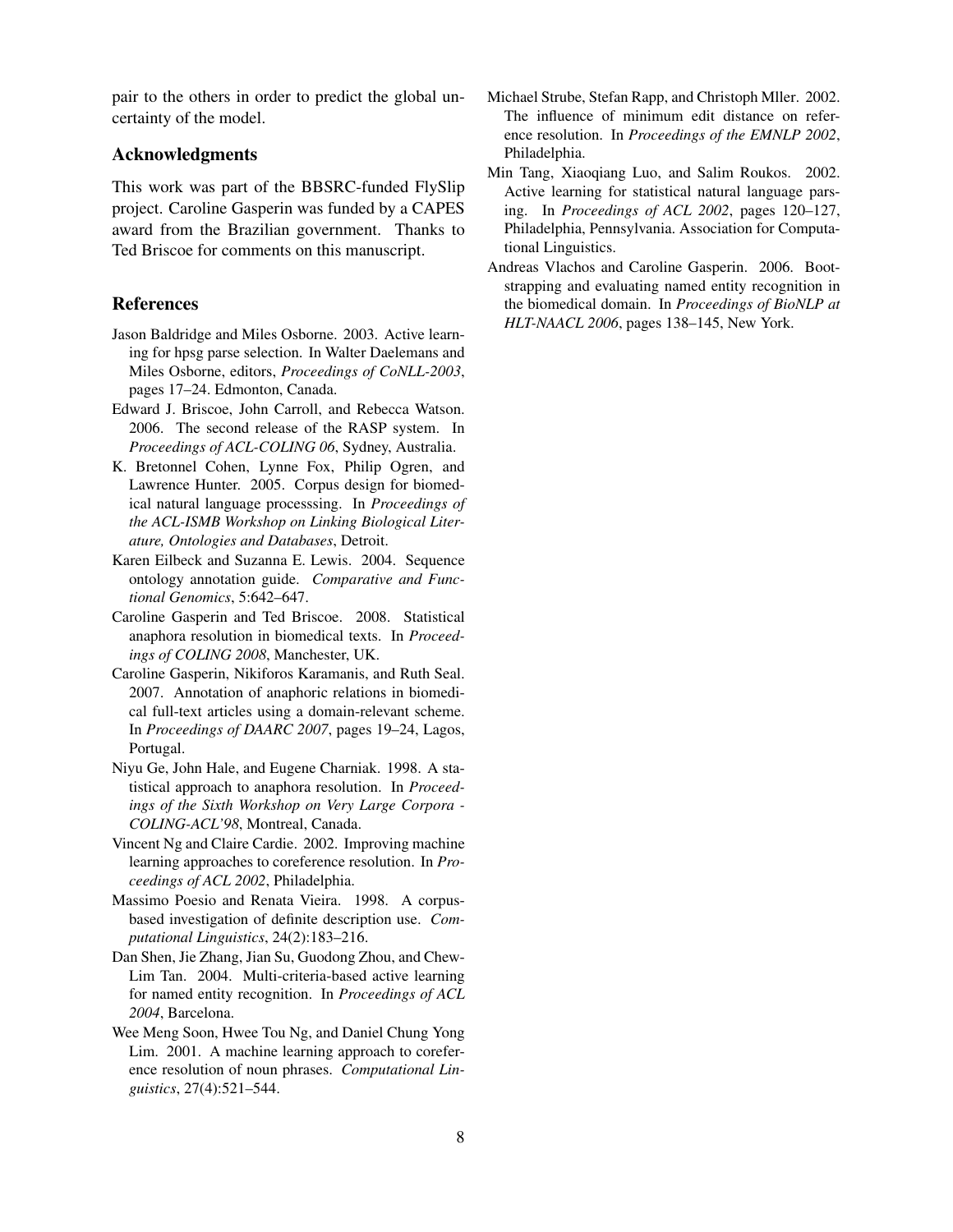pair to the others in order to predict the global uncertainty of the model.

## Acknowledgments

This work was part of the BBSRC-funded FlySlip project. Caroline Gasperin was funded by a CAPES award from the Brazilian government. Thanks to Ted Briscoe for comments on this manuscript.

## References

Jason Baldridge and Miles Osborne. 2003. Active learning for hpsg parse selection. In Walter Daelemans and Miles Osborne, editors, *Proceedings of CoNLL-2003*, pages 17–24. Edmonton, Canada.

Edward J. Briscoe, John Carroll, and Rebecca Watson. 2006. The second release of the RASP system. In *Proceedings of ACL-COLING 06*, Sydney, Australia.

K. Bretonnel Cohen, Lynne Fox, Philip Ogren, and Lawrence Hunter. 2005. Corpus design for biomedical natural language processsing. In *Proceedings of the ACL-ISMB Workshop on Linking Biological Literature, Ontologies and Databases*, Detroit.

Karen Eilbeck and Suzanna E. Lewis. 2004. Sequence ontology annotation guide. *Comparative and Functional Genomics*, 5:642–647.

Caroline Gasperin and Ted Briscoe. 2008. Statistical anaphora resolution in biomedical texts. In *Proceedings of COLING 2008*, Manchester, UK.

Caroline Gasperin, Nikiforos Karamanis, and Ruth Seal. 2007. Annotation of anaphoric relations in biomedical full-text articles using a domain-relevant scheme. In *Proceedings of DAARC 2007*, pages 19–24, Lagos, Portugal.

Niyu Ge, John Hale, and Eugene Charniak. 1998. A statistical approach to anaphora resolution. In *Proceedings of the Sixth Workshop on Very Large Corpora - COLING-ACL'98*, Montreal, Canada.

Vincent Ng and Claire Cardie. 2002. Improving machine learning approaches to coreference resolution. In *Proceedings of ACL 2002*, Philadelphia.

Massimo Poesio and Renata Vieira. 1998. A corpus-based investigation of definite description use. *Computational Linguistics*, 24(2):183–216.

Dan Shen, Jie Zhang, Jian Su, Guodong Zhou, and Chew-Lim Tan. 2004. Multi-criteria-based active learning for named entity recognition. In *Proceedings of ACL 2004*, Barcelona.

Wee Meng Soon, Hwee Tou Ng, and Daniel Chung Yong Lim. 2001. A machine learning approach to coreference resolution of noun phrases. *Computational Linguistics*, 27(4):521–544.

Michael Strube, Stefan Rapp, and Christoph Mller. 2002. The influence of minimum edit distance on reference resolution. In *Proceedings of the EMNLP 2002*, Philadelphia.

Min Tang, Xiaoqiang Luo, and Salim Roukos. 2002. Active learning for statistical natural language parsing. In *Proceedings of ACL 2002*, pages 120–127, Philadelphia, Pennsylvania. Association for Computational Linguistics.

Andreas Vlachos and Caroline Gasperin. 2006. Bootstrapping and evaluating named entity recognition in the biomedical domain. In *Proceedings of BioNLP at HLT-NAACL 2006*, pages 138–145, New York.